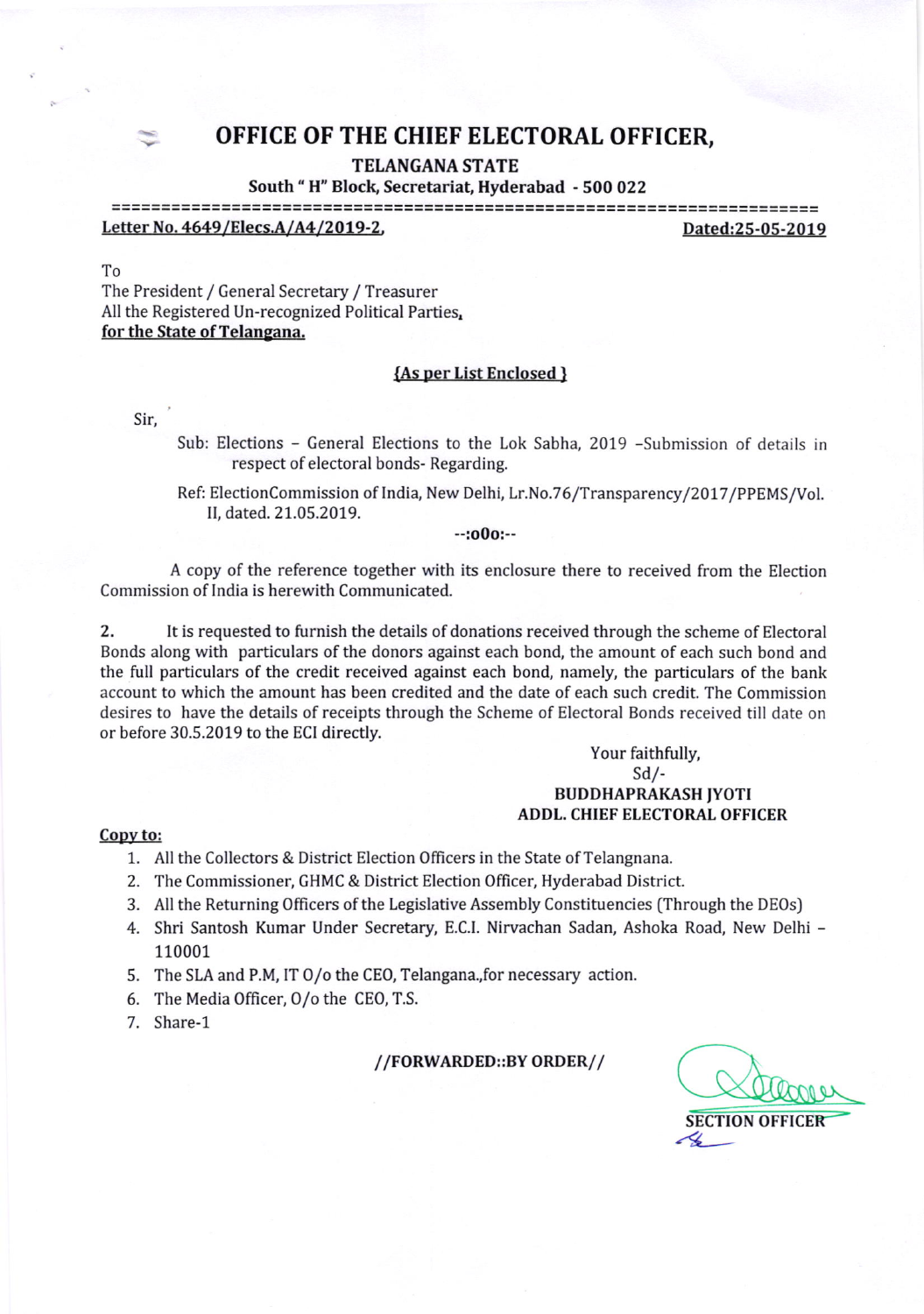# OFFICE OF THE CHIEF ELECTORAL OFFICER,

**TELANGANA STATE**

**South " H" Block, Secretariat, Hyderabad - 500 022**

**Letter No. 4649/Elecs.A/A4/2019-2,** **Dated:25-05-2019**

To
The President / General Secretary / Treasurer
All the Registered Un-recognized Political Parties,
**for the State of Telangana.**

**{As per List Enclosed }**

Sir,

Sub: Elections – General Elections to the Lok Sabha, 2019 –Submission of details in respect of electoral bonds- Regarding.

Ref: ElectionCommission of India, New Delhi, Lr.No.76/Transparency/2017/PPEMS/Vol. II, dated. 21.05.2019.

--:o0o:--

A copy of the reference together with its enclosure there to received from the Election Commission of India is herewith Communicated.

2. It is requested to furnish the details of donations received through the scheme of Electoral Bonds along with particulars of the donors against each bond, the amount of each such bond and the full particulars of the credit received against each bond, namely, the particulars of the bank account to which the amount has been credited and the date of each such credit. The Commission desires to have the details of receipts through the Scheme of Electoral Bonds received till date on or before 30.5.2019 to the ECI directly.

Your faithfully,
Sd/-
**BUDDHAPRAKASH JYOTI**
**ADDL. CHIEF ELECTORAL OFFICER**

**Copy to:**

1. All the Collectors & District Election Officers in the State of Telangnana.
2. The Commissioner, GHMC & District Election Officer, Hyderabad District.
3. All the Returning Officers of the Legislative Assembly Constituencies (Through the DEOs)
4. Shri Santosh Kumar Under Secretary, E.C.I. Nirvachan Sadan, Ashoka Road, New Delhi – 110001
5. The SLA and P.M, IT O/o the CEO, Telangana.,for necessary action.
6. The Media Officer, O/o the CEO, T.S.
7. Share-1

**//FORWARDED::BY ORDER//**

**SECTION OFFICER**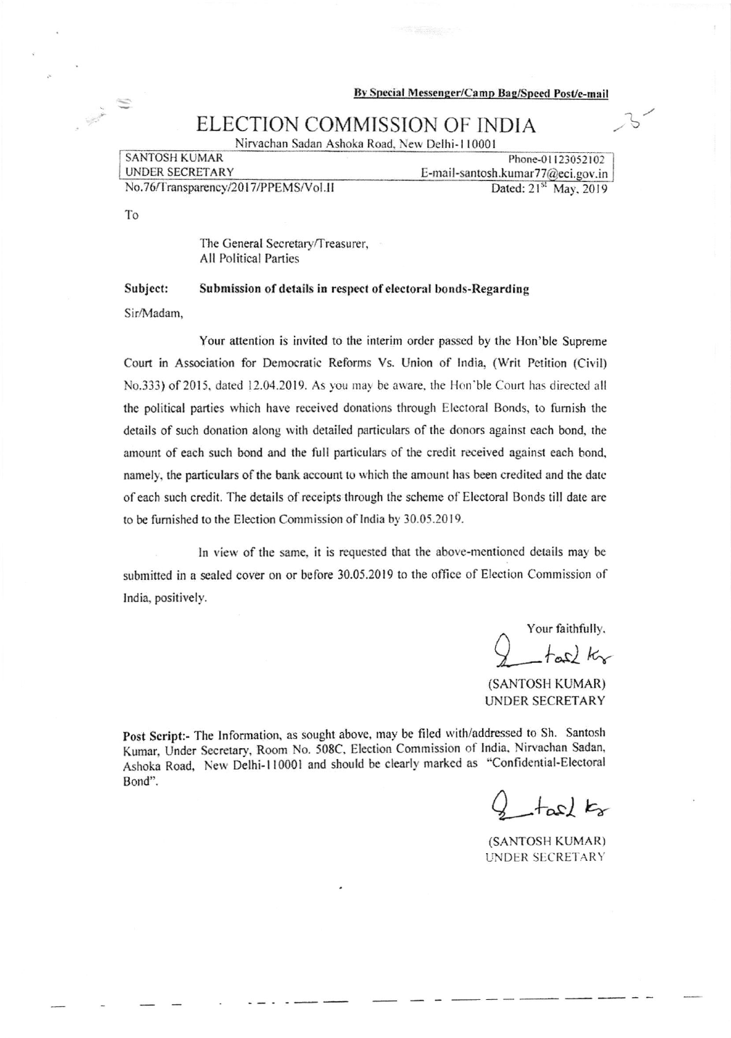**By Special Messenger/Camp Bag/Speed Post/e-mail**

# ELECTION COMMISSION OF INDIA

Nirvachan Sadan Ashoka Road, New Delhi-110001

| | |
|---|---|
| SANTOSH KUMAR | Phone-01123052102 |
| UNDER SECRETARY | E-mail-santosh.kumar77@eci.gov.in |

No.76/Transparency/2017/PPEMS/Vol.II

Dated: 21st May, 2019

To

The General Secretary/Treasurer,
All Political Parties

**Subject: Submission of details in respect of electoral bonds-Regarding**

Sir/Madam,

Your attention is invited to the interim order passed by the Hon'ble Supreme Court in Association for Democratic Reforms Vs. Union of India, (Writ Petition (Civil) No.333) of 2015, dated 12.04.2019. As you may be aware, the Hon'ble Court has directed all the political parties which have received donations through Electoral Bonds, to furnish the details of such donation along with detailed particulars of the donors against each bond, the amount of each such bond and the full particulars of the credit received against each bond, namely, the particulars of the bank account to which the amount has been credited and the date of each such credit. The details of receipts through the scheme of Electoral Bonds till date are to be furnished to the Election Commission of India by 30.05.2019.

In view of the same, it is requested that the above-mentioned details may be submitted in a sealed cover on or before 30.05.2019 to the office of Election Commission of India, positively.

Your faithfully,

(SANTOSH KUMAR)
UNDER SECRETARY

**Post Script:-** The Information, as sought above, may be filed with/addressed to Sh. Santosh Kumar, Under Secretary, Room No. 508C, Election Commission of India, Nirvachan Sadan, Ashoka Road, New Delhi-110001 and should be clearly marked as "Confidential-Electoral Bond".

(SANTOSH KUMAR)
UNDER SECRETARY